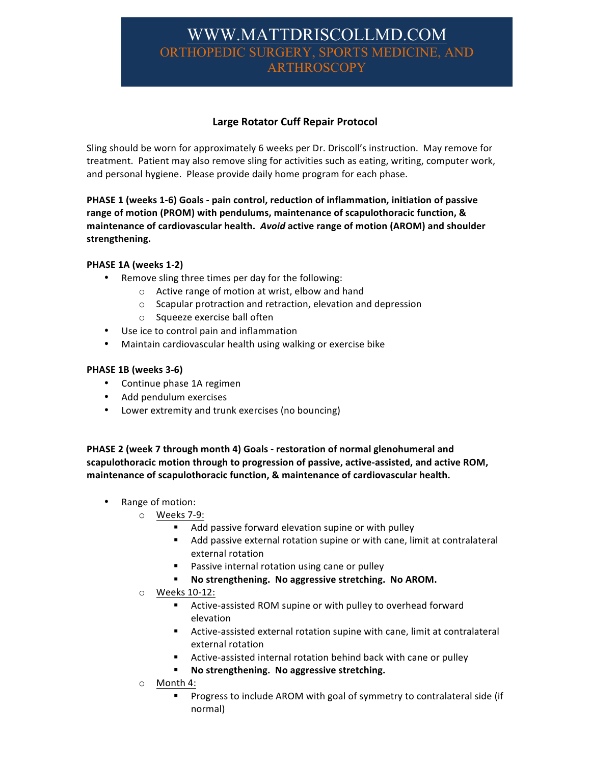# WWW.MATTDRISCOLLMD.COM
## ORTHOPEDIC SURGERY, SPORTS MEDICINE, AND ARTHROSCOPY

### Large Rotator Cuff Repair Protocol

Sling should be worn for approximately 6 weeks per Dr. Driscoll's instruction. May remove for treatment. Patient may also remove sling for activities such as eating, writing, computer work, and personal hygiene. Please provide daily home program for each phase.

**PHASE 1 (weeks 1-6) Goals - pain control, reduction of inflammation, initiation of passive range of motion (PROM) with pendulums, maintenance of scapulothoracic function, & maintenance of cardiovascular health. *Avoid* active range of motion (AROM) and shoulder strengthening.**

**PHASE 1A (weeks 1-2)**

- Remove sling three times per day for the following:
  - Active range of motion at wrist, elbow and hand
  - Scapular protraction and retraction, elevation and depression
  - Squeeze exercise ball often
- Use ice to control pain and inflammation
- Maintain cardiovascular health using walking or exercise bike

**PHASE 1B (weeks 3-6)**

- Continue phase 1A regimen
- Add pendulum exercises
- Lower extremity and trunk exercises (no bouncing)

**PHASE 2 (week 7 through month 4) Goals - restoration of normal glenohumeral and scapulothoracic motion through to progression of passive, active-assisted, and active ROM, maintenance of scapulothoracic function, & maintenance of cardiovascular health.**

- Range of motion:
  - Weeks 7-9:
    - Add passive forward elevation supine or with pulley
    - Add passive external rotation supine or with cane, limit at contralateral external rotation
    - Passive internal rotation using cane or pulley
    - **No strengthening. No aggressive stretching. No AROM.**
  - Weeks 10-12:
    - Active-assisted ROM supine or with pulley to overhead forward elevation
    - Active-assisted external rotation supine with cane, limit at contralateral external rotation
    - Active-assisted internal rotation behind back with cane or pulley
    - **No strengthening. No aggressive stretching.**
  - Month 4:
    - Progress to include AROM with goal of symmetry to contralateral side (if normal)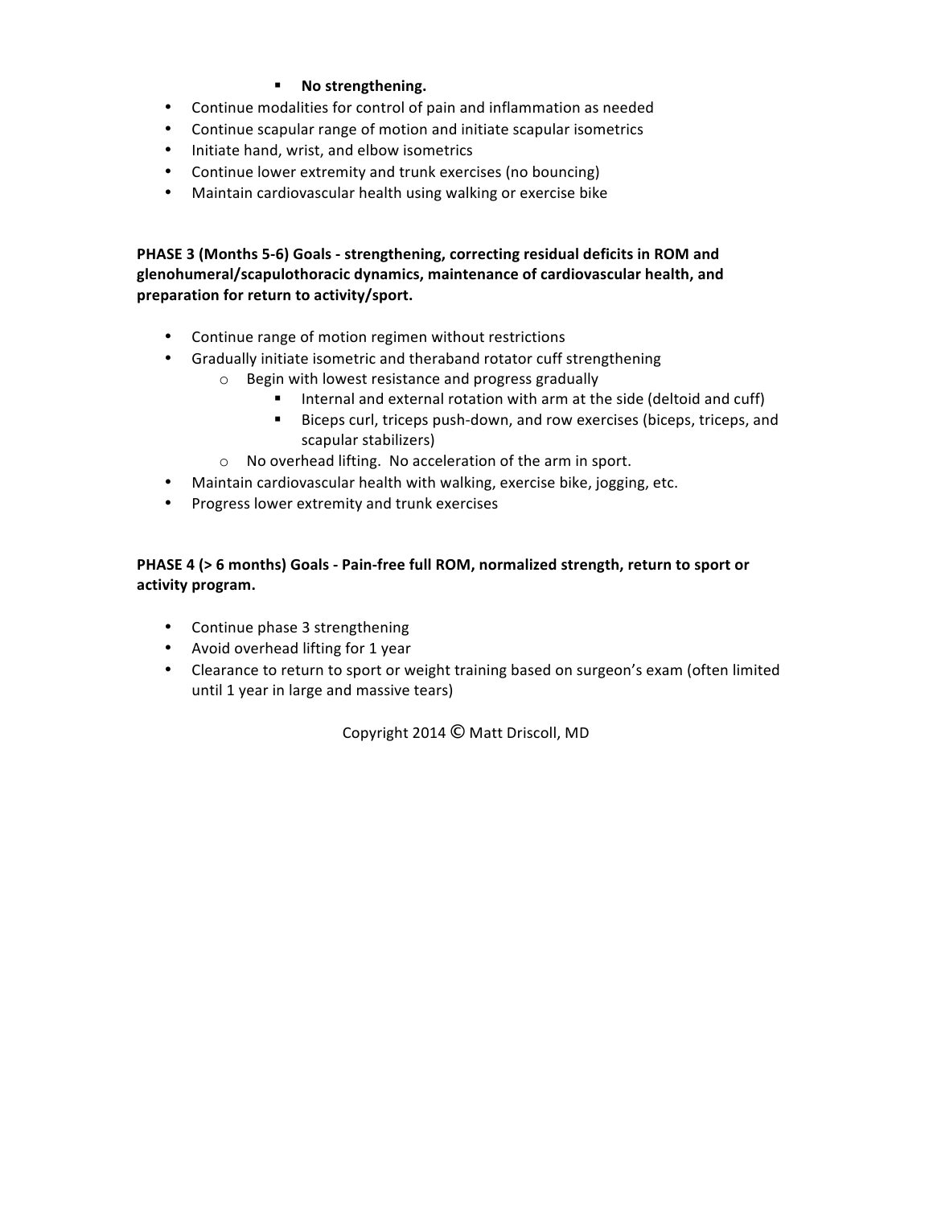- **No strengthening.**
- Continue modalities for control of pain and inflammation as needed
- Continue scapular range of motion and initiate scapular isometrics
- Initiate hand, wrist, and elbow isometrics
- Continue lower extremity and trunk exercises (no bouncing)
- Maintain cardiovascular health using walking or exercise bike

**PHASE 3 (Months 5-6) Goals - strengthening, correcting residual deficits in ROM and glenohumeral/scapulothoracic dynamics, maintenance of cardiovascular health, and preparation for return to activity/sport.**

- Continue range of motion regimen without restrictions
- Gradually initiate isometric and theraband rotator cuff strengthening
    - Begin with lowest resistance and progress gradually
        - Internal and external rotation with arm at the side (deltoid and cuff)
        - Biceps curl, triceps push-down, and row exercises (biceps, triceps, and scapular stabilizers)
    - No overhead lifting. No acceleration of the arm in sport.
- Maintain cardiovascular health with walking, exercise bike, jogging, etc.
- Progress lower extremity and trunk exercises

**PHASE 4 (> 6 months) Goals - Pain-free full ROM, normalized strength, return to sport or activity program.**

- Continue phase 3 strengthening
- Avoid overhead lifting for 1 year
- Clearance to return to sport or weight training based on surgeon's exam (often limited until 1 year in large and massive tears)

Copyright 2014 © Matt Driscoll, MD